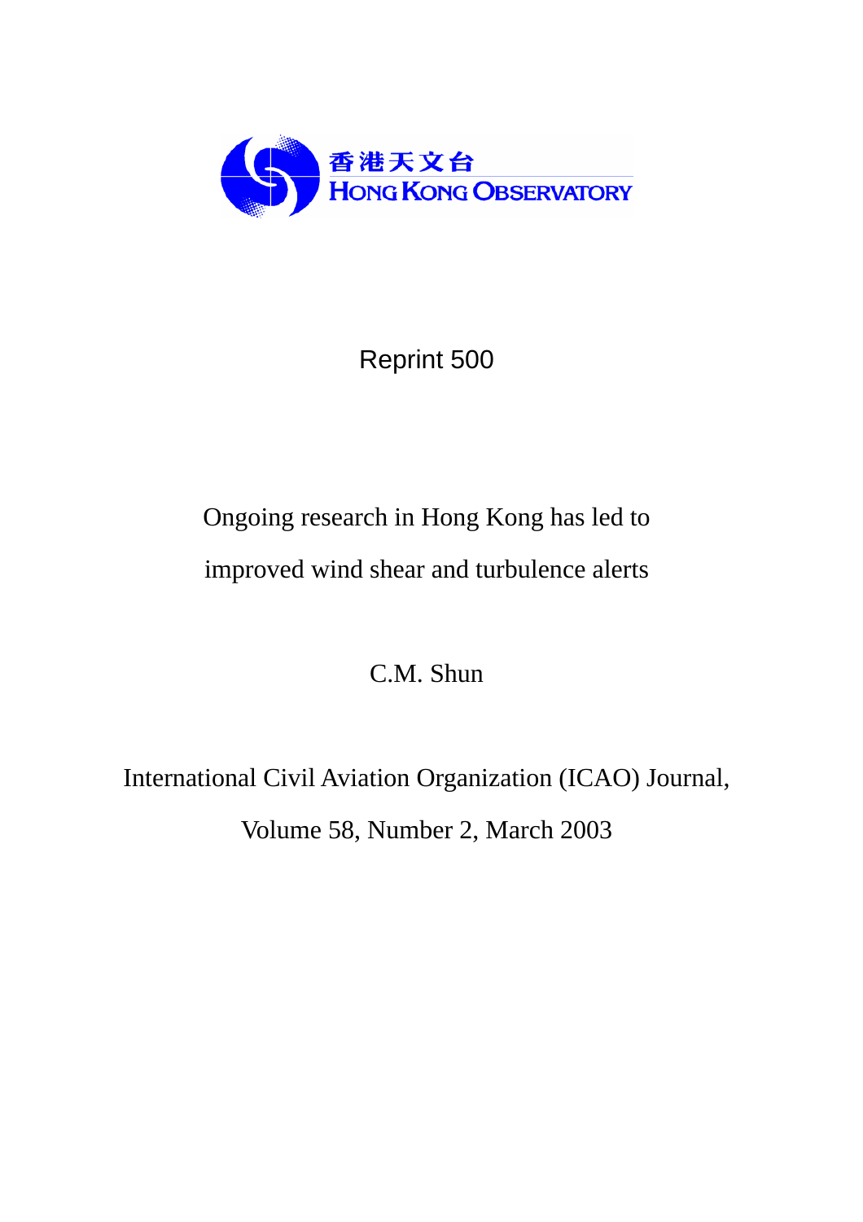香港天文台
HONG KONG OBSERVATORY

Reprint 500

# Ongoing research in Hong Kong has led to improved wind shear and turbulence alerts

C.M. Shun

International Civil Aviation Organization (ICAO) Journal,

Volume 58, Number 2, March 2003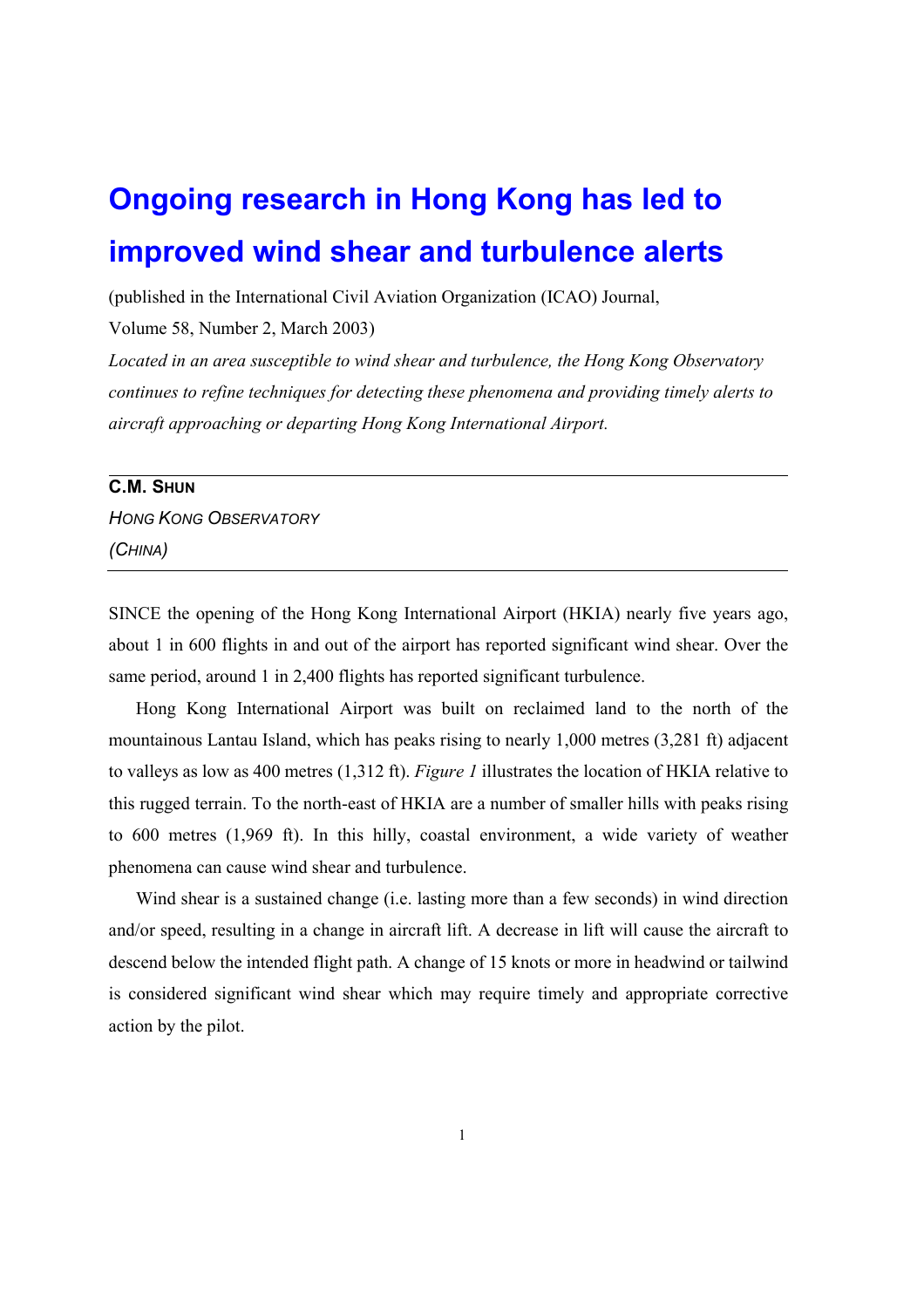# Ongoing research in Hong Kong has led to improved wind shear and turbulence alerts

(published in the International Civil Aviation Organization (ICAO) Journal,

Volume 58, Number 2, March 2003)

*Located in an area susceptible to wind shear and turbulence, the Hong Kong Observatory continues to refine techniques for detecting these phenomena and providing timely alerts to aircraft approaching or departing Hong Kong International Airport.*

---

**C.M. SHUN**

*HONG KONG OBSERVATORY*

*(CHINA)*

---

SINCE the opening of the Hong Kong International Airport (HKIA) nearly five years ago, about 1 in 600 flights in and out of the airport has reported significant wind shear. Over the same period, around 1 in 2,400 flights has reported significant turbulence.

Hong Kong International Airport was built on reclaimed land to the north of the mountainous Lantau Island, which has peaks rising to nearly 1,000 metres (3,281 ft) adjacent to valleys as low as 400 metres (1,312 ft). *Figure 1* illustrates the location of HKIA relative to this rugged terrain. To the north-east of HKIA are a number of smaller hills with peaks rising to 600 metres (1,969 ft). In this hilly, coastal environment, a wide variety of weather phenomena can cause wind shear and turbulence.

Wind shear is a sustained change (i.e. lasting more than a few seconds) in wind direction and/or speed, resulting in a change in aircraft lift. A decrease in lift will cause the aircraft to descend below the intended flight path. A change of 15 knots or more in headwind or tailwind is considered significant wind shear which may require timely and appropriate corrective action by the pilot.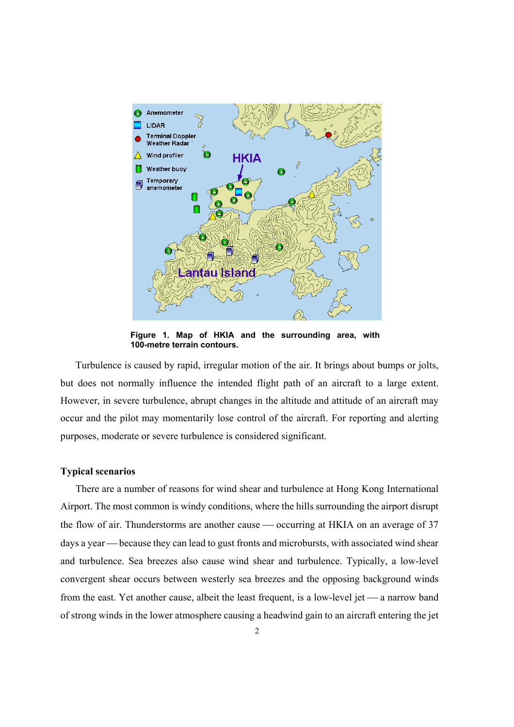**Figure 1. Map of HKIA and the surrounding area, with 100-metre terrain contours.**

Turbulence is caused by rapid, irregular motion of the air. It brings about bumps or jolts, but does not normally influence the intended flight path of an aircraft to a large extent. However, in severe turbulence, abrupt changes in the altitude and attitude of an aircraft may occur and the pilot may momentarily lose control of the aircraft. For reporting and alerting purposes, moderate or severe turbulence is considered significant.

### Typical scenarios

There are a number of reasons for wind shear and turbulence at Hong Kong International Airport. The most common is windy conditions, where the hills surrounding the airport disrupt the flow of air. Thunderstorms are another cause — occurring at HKIA on an average of 37 days a year — because they can lead to gust fronts and microbursts, with associated wind shear and turbulence. Sea breezes also cause wind shear and turbulence. Typically, a low-level convergent shear occurs between westerly sea breezes and the opposing background winds from the east. Yet another cause, albeit the least frequent, is a low-level jet — a narrow band of strong winds in the lower atmosphere causing a headwind gain to an aircraft entering the jet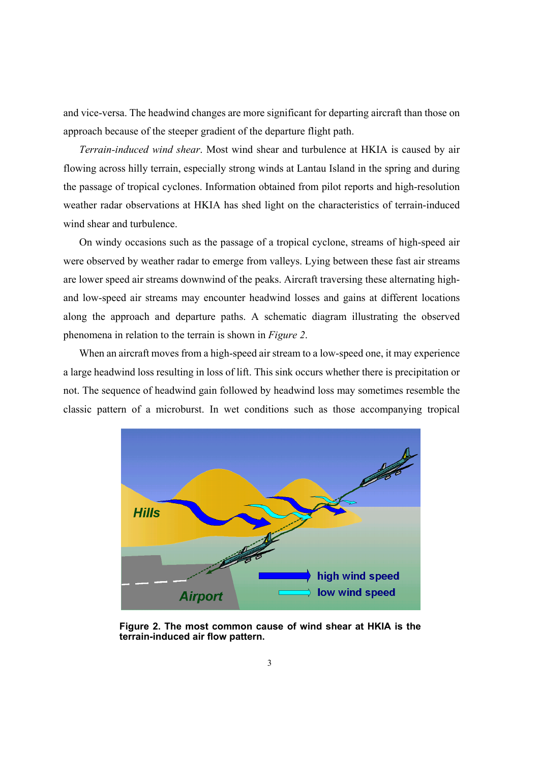and vice-versa. The headwind changes are more significant for departing aircraft than those on approach because of the steeper gradient of the departure flight path.

*Terrain-induced wind shear*. Most wind shear and turbulence at HKIA is caused by air flowing across hilly terrain, especially strong winds at Lantau Island in the spring and during the passage of tropical cyclones. Information obtained from pilot reports and high-resolution weather radar observations at HKIA has shed light on the characteristics of terrain-induced wind shear and turbulence.

On windy occasions such as the passage of a tropical cyclone, streams of high-speed air were observed by weather radar to emerge from valleys. Lying between these fast air streams are lower speed air streams downwind of the peaks. Aircraft traversing these alternating high- and low-speed air streams may encounter headwind losses and gains at different locations along the approach and departure paths. A schematic diagram illustrating the observed phenomena in relation to the terrain is shown in *Figure 2*.

When an aircraft moves from a high-speed air stream to a low-speed one, it may experience a large headwind loss resulting in loss of lift. This sink occurs whether there is precipitation or not. The sequence of headwind gain followed by headwind loss may sometimes resemble the classic pattern of a microburst. In wet conditions such as those accompanying tropical

**Figure 2. The most common cause of wind shear at HKIA is the terrain-induced air flow pattern.**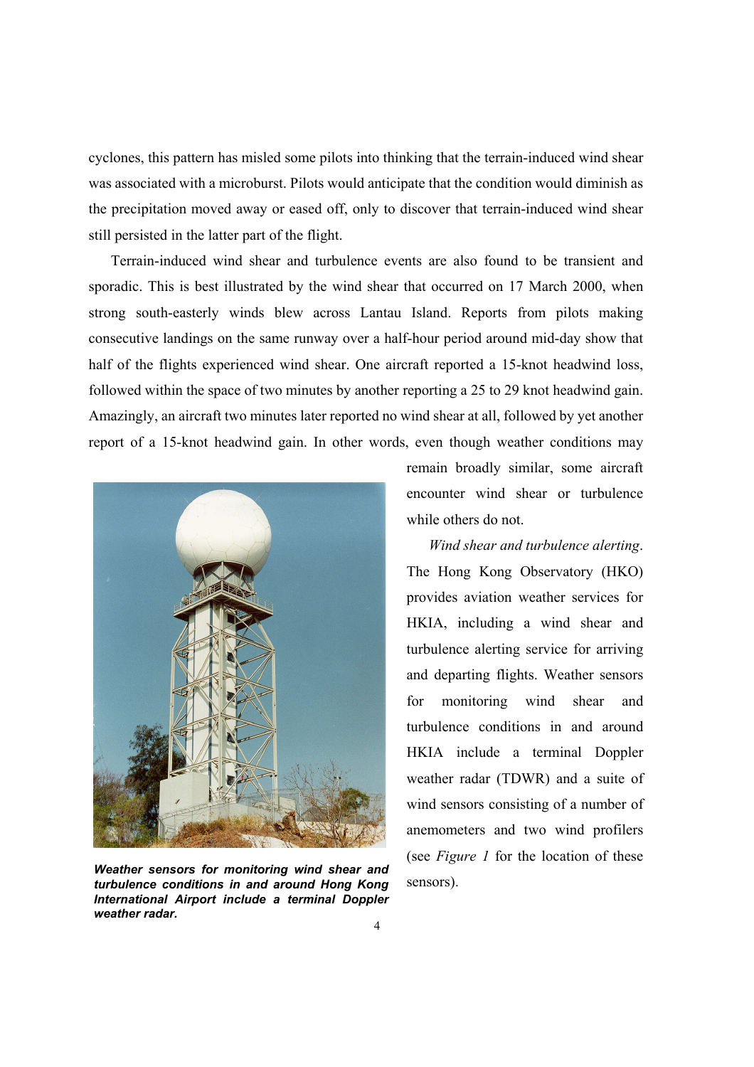cyclones, this pattern has misled some pilots into thinking that the terrain-induced wind shear was associated with a microburst. Pilots would anticipate that the condition would diminish as the precipitation moved away or eased off, only to discover that terrain-induced wind shear still persisted in the latter part of the flight.

Terrain-induced wind shear and turbulence events are also found to be transient and sporadic. This is best illustrated by the wind shear that occurred on 17 March 2000, when strong south-easterly winds blew across Lantau Island. Reports from pilots making consecutive landings on the same runway over a half-hour period around mid-day show that half of the flights experienced wind shear. One aircraft reported a 15-knot headwind loss, followed within the space of two minutes by another reporting a 25 to 29 knot headwind gain. Amazingly, an aircraft two minutes later reported no wind shear at all, followed by yet another report of a 15-knot headwind gain. In other words, even though weather conditions may remain broadly similar, some aircraft encounter wind shear or turbulence while others do not.

*Wind shear and turbulence alerting*. The Hong Kong Observatory (HKO) provides aviation weather services for HKIA, including a wind shear and turbulence alerting service for arriving and departing flights. Weather sensors for monitoring wind shear and turbulence conditions in and around HKIA include a terminal Doppler weather radar (TDWR) and a suite of wind sensors consisting of a number of anemometers and two wind profilers (see *Figure 1* for the location of these sensors).

***Weather sensors for monitoring wind shear and turbulence conditions in and around Hong Kong International Airport include a terminal Doppler weather radar.***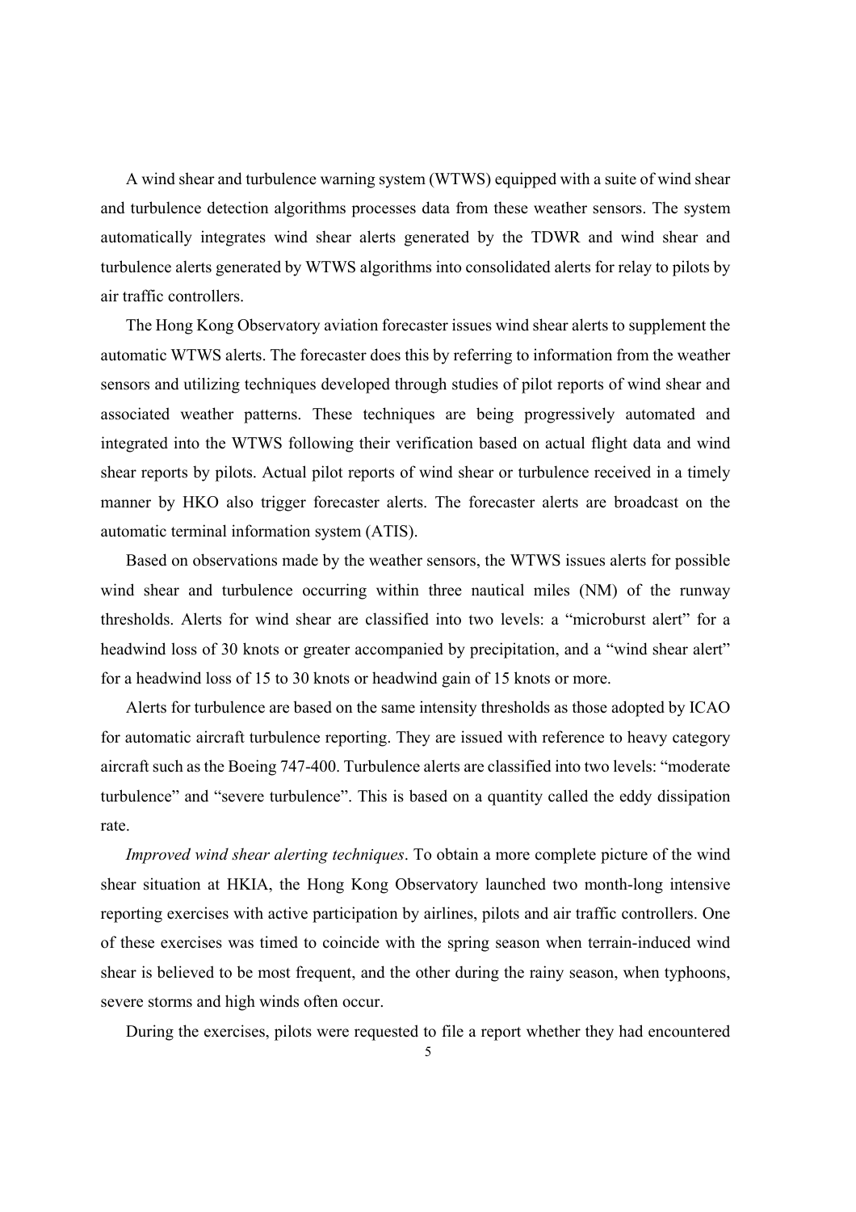A wind shear and turbulence warning system (WTWS) equipped with a suite of wind shear and turbulence detection algorithms processes data from these weather sensors. The system automatically integrates wind shear alerts generated by the TDWR and wind shear and turbulence alerts generated by WTWS algorithms into consolidated alerts for relay to pilots by air traffic controllers.

The Hong Kong Observatory aviation forecaster issues wind shear alerts to supplement the automatic WTWS alerts. The forecaster does this by referring to information from the weather sensors and utilizing techniques developed through studies of pilot reports of wind shear and associated weather patterns. These techniques are being progressively automated and integrated into the WTWS following their verification based on actual flight data and wind shear reports by pilots. Actual pilot reports of wind shear or turbulence received in a timely manner by HKO also trigger forecaster alerts. The forecaster alerts are broadcast on the automatic terminal information system (ATIS).

Based on observations made by the weather sensors, the WTWS issues alerts for possible wind shear and turbulence occurring within three nautical miles (NM) of the runway thresholds. Alerts for wind shear are classified into two levels: a "microburst alert" for a headwind loss of 30 knots or greater accompanied by precipitation, and a "wind shear alert" for a headwind loss of 15 to 30 knots or headwind gain of 15 knots or more.

Alerts for turbulence are based on the same intensity thresholds as those adopted by ICAO for automatic aircraft turbulence reporting. They are issued with reference to heavy category aircraft such as the Boeing 747-400. Turbulence alerts are classified into two levels: "moderate turbulence" and "severe turbulence". This is based on a quantity called the eddy dissipation rate.

*Improved wind shear alerting techniques*. To obtain a more complete picture of the wind shear situation at HKIA, the Hong Kong Observatory launched two month-long intensive reporting exercises with active participation by airlines, pilots and air traffic controllers. One of these exercises was timed to coincide with the spring season when terrain-induced wind shear is believed to be most frequent, and the other during the rainy season, when typhoons, severe storms and high winds often occur.

During the exercises, pilots were requested to file a report whether they had encountered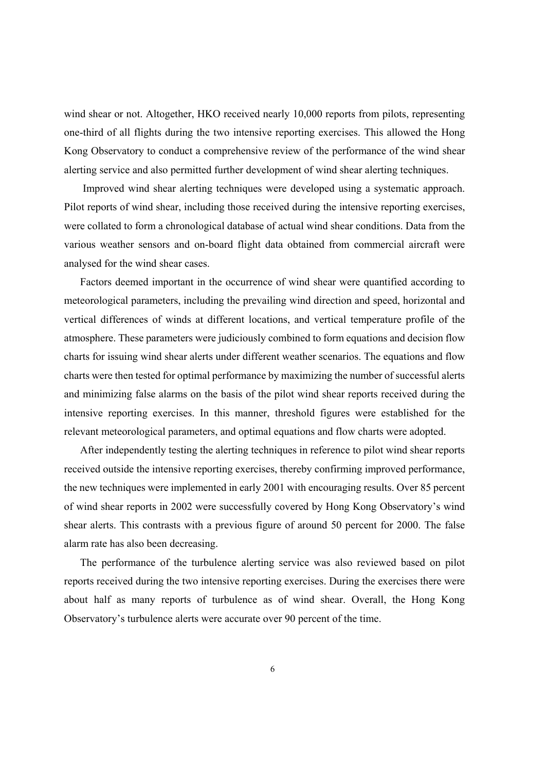wind shear or not. Altogether, HKO received nearly 10,000 reports from pilots, representing one-third of all flights during the two intensive reporting exercises. This allowed the Hong Kong Observatory to conduct a comprehensive review of the performance of the wind shear alerting service and also permitted further development of wind shear alerting techniques.

Improved wind shear alerting techniques were developed using a systematic approach. Pilot reports of wind shear, including those received during the intensive reporting exercises, were collated to form a chronological database of actual wind shear conditions. Data from the various weather sensors and on-board flight data obtained from commercial aircraft were analysed for the wind shear cases.

Factors deemed important in the occurrence of wind shear were quantified according to meteorological parameters, including the prevailing wind direction and speed, horizontal and vertical differences of winds at different locations, and vertical temperature profile of the atmosphere. These parameters were judiciously combined to form equations and decision flow charts for issuing wind shear alerts under different weather scenarios. The equations and flow charts were then tested for optimal performance by maximizing the number of successful alerts and minimizing false alarms on the basis of the pilot wind shear reports received during the intensive reporting exercises. In this manner, threshold figures were established for the relevant meteorological parameters, and optimal equations and flow charts were adopted.

After independently testing the alerting techniques in reference to pilot wind shear reports received outside the intensive reporting exercises, thereby confirming improved performance, the new techniques were implemented in early 2001 with encouraging results. Over 85 percent of wind shear reports in 2002 were successfully covered by Hong Kong Observatory's wind shear alerts. This contrasts with a previous figure of around 50 percent for 2000. The false alarm rate has also been decreasing.

The performance of the turbulence alerting service was also reviewed based on pilot reports received during the two intensive reporting exercises. During the exercises there were about half as many reports of turbulence as of wind shear. Overall, the Hong Kong Observatory's turbulence alerts were accurate over 90 percent of the time.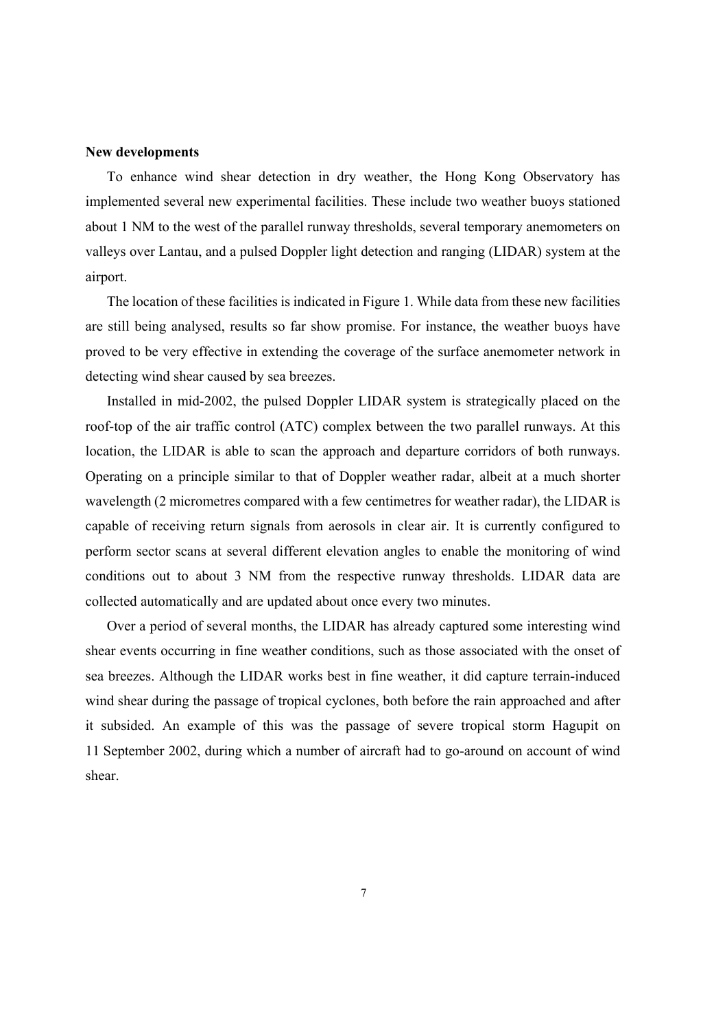**New developments**

To enhance wind shear detection in dry weather, the Hong Kong Observatory has implemented several new experimental facilities. These include two weather buoys stationed about 1 NM to the west of the parallel runway thresholds, several temporary anemometers on valleys over Lantau, and a pulsed Doppler light detection and ranging (LIDAR) system at the airport.

The location of these facilities is indicated in Figure 1. While data from these new facilities are still being analysed, results so far show promise. For instance, the weather buoys have proved to be very effective in extending the coverage of the surface anemometer network in detecting wind shear caused by sea breezes.

Installed in mid-2002, the pulsed Doppler LIDAR system is strategically placed on the roof-top of the air traffic control (ATC) complex between the two parallel runways. At this location, the LIDAR is able to scan the approach and departure corridors of both runways. Operating on a principle similar to that of Doppler weather radar, albeit at a much shorter wavelength (2 micrometres compared with a few centimetres for weather radar), the LIDAR is capable of receiving return signals from aerosols in clear air. It is currently configured to perform sector scans at several different elevation angles to enable the monitoring of wind conditions out to about 3 NM from the respective runway thresholds. LIDAR data are collected automatically and are updated about once every two minutes.

Over a period of several months, the LIDAR has already captured some interesting wind shear events occurring in fine weather conditions, such as those associated with the onset of sea breezes. Although the LIDAR works best in fine weather, it did capture terrain-induced wind shear during the passage of tropical cyclones, both before the rain approached and after it subsided. An example of this was the passage of severe tropical storm Hagupit on 11 September 2002, during which a number of aircraft had to go-around on account of wind shear.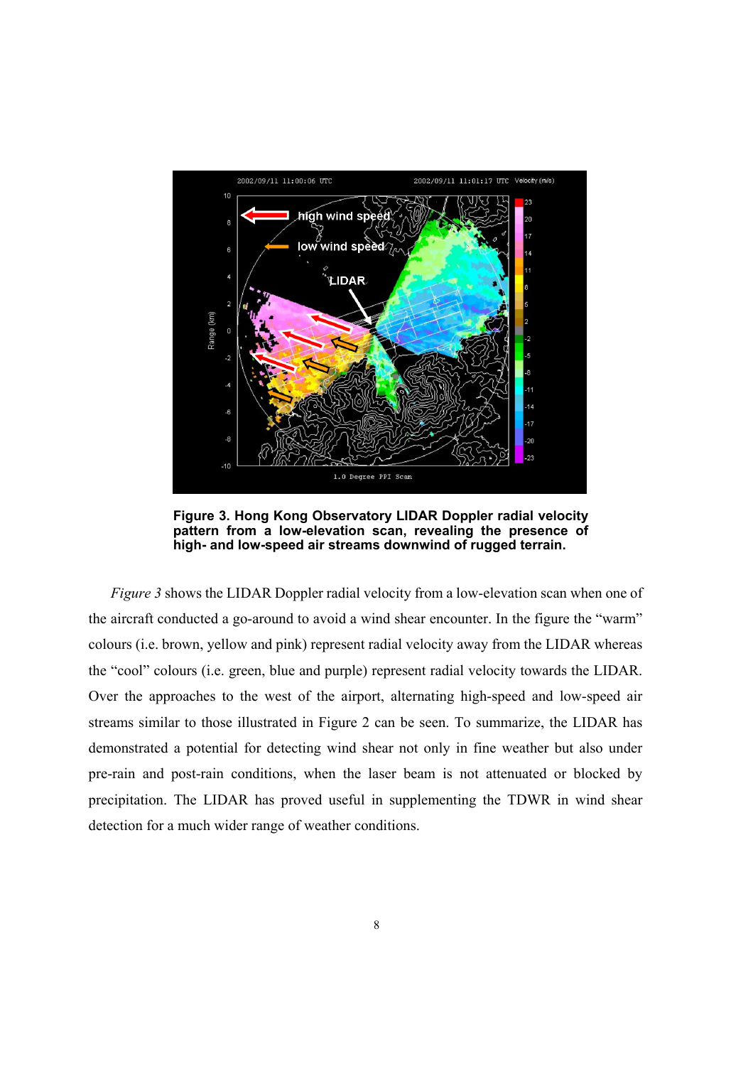**Figure 3. Hong Kong Observatory LIDAR Doppler radial velocity pattern from a low-elevation scan, revealing the presence of high- and low-speed air streams downwind of rugged terrain.**

*Figure 3* shows the LIDAR Doppler radial velocity from a low-elevation scan when one of the aircraft conducted a go-around to avoid a wind shear encounter. In the figure the "warm" colours (i.e. brown, yellow and pink) represent radial velocity away from the LIDAR whereas the "cool" colours (i.e. green, blue and purple) represent radial velocity towards the LIDAR. Over the approaches to the west of the airport, alternating high-speed and low-speed air streams similar to those illustrated in Figure 2 can be seen. To summarize, the LIDAR has demonstrated a potential for detecting wind shear not only in fine weather but also under pre-rain and post-rain conditions, when the laser beam is not attenuated or blocked by precipitation. The LIDAR has proved useful in supplementing the TDWR in wind shear detection for a much wider range of weather conditions.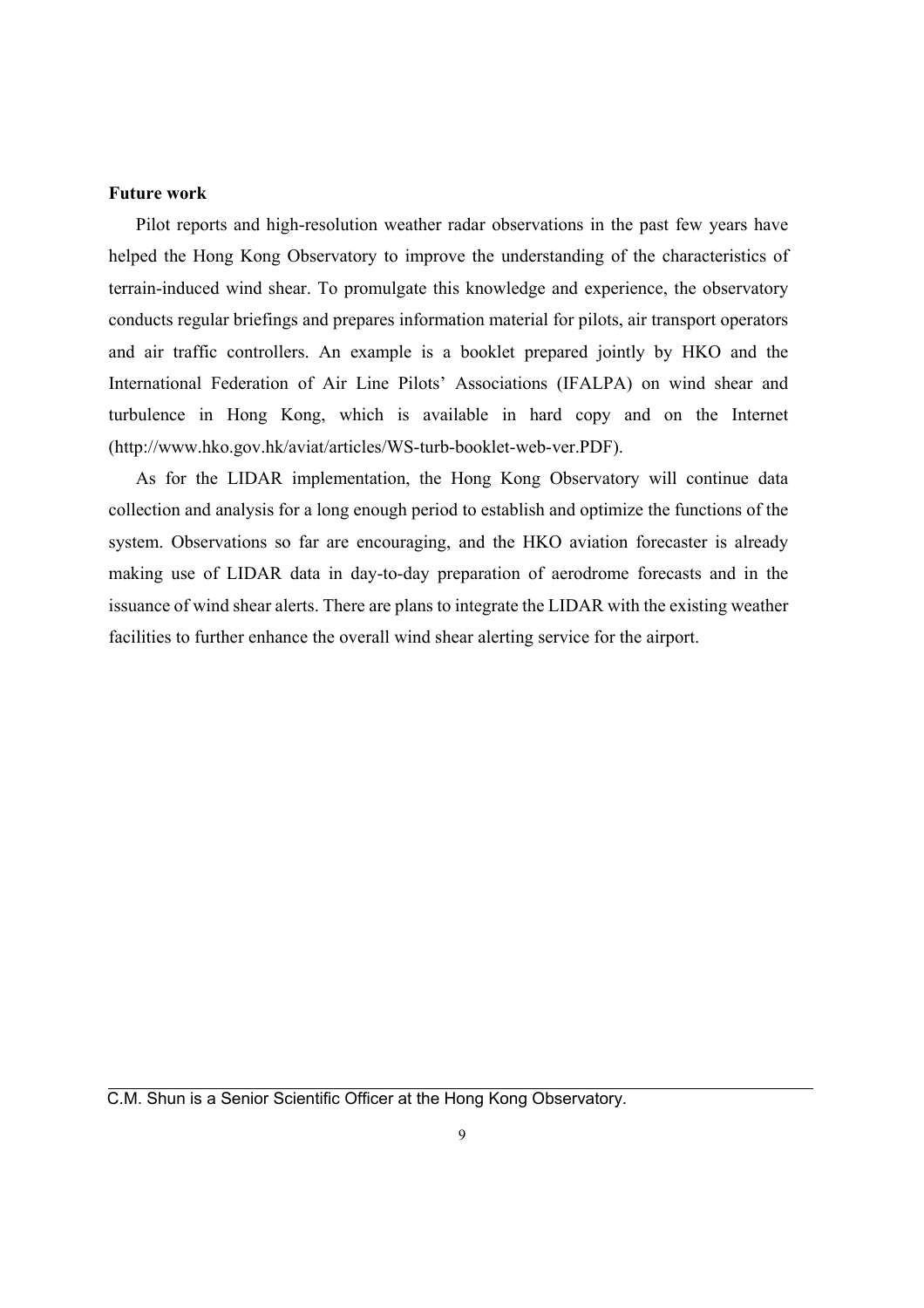**Future work**

Pilot reports and high-resolution weather radar observations in the past few years have helped the Hong Kong Observatory to improve the understanding of the characteristics of terrain-induced wind shear. To promulgate this knowledge and experience, the observatory conducts regular briefings and prepares information material for pilots, air transport operators and air traffic controllers. An example is a booklet prepared jointly by HKO and the International Federation of Air Line Pilots' Associations (IFALPA) on wind shear and turbulence in Hong Kong, which is available in hard copy and on the Internet (http://www.hko.gov.hk/aviat/articles/WS-turb-booklet-web-ver.PDF).

As for the LIDAR implementation, the Hong Kong Observatory will continue data collection and analysis for a long enough period to establish and optimize the functions of the system. Observations so far are encouraging, and the HKO aviation forecaster is already making use of LIDAR data in day-to-day preparation of aerodrome forecasts and in the issuance of wind shear alerts. There are plans to integrate the LIDAR with the existing weather facilities to further enhance the overall wind shear alerting service for the airport.

---

C.M. Shun is a Senior Scientific Officer at the Hong Kong Observatory.